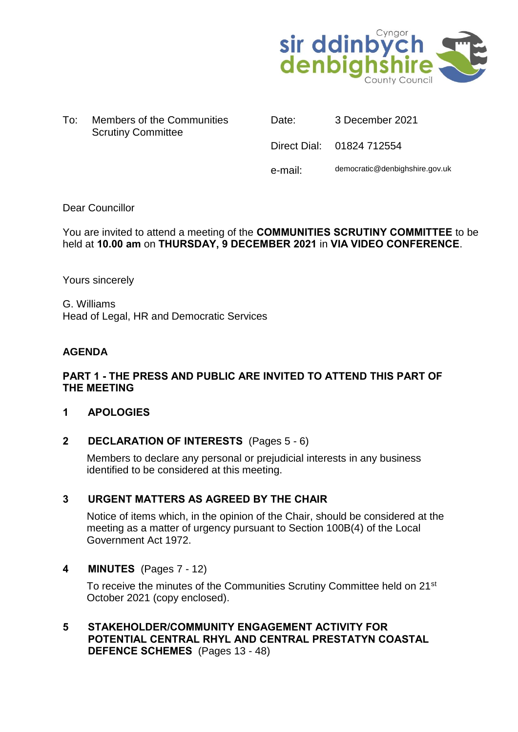| To: | Members of the Communities Scrutiny Committee | Date: | 3 December 2021 |
|---|---|---|---|
| | | Direct Dial: | 01824 712554 |
| | | e-mail: | democratic@denbighshire.gov.uk |

Dear Councillor

You are invited to attend a meeting of the **COMMUNITIES SCRUTINY COMMITTEE** to be held at **10.00 am** on **THURSDAY, 9 DECEMBER 2021** in **VIA VIDEO CONFERENCE**.

Yours sincerely

G. Williams
Head of Legal, HR and Democratic Services

**AGENDA**

**PART 1 - THE PRESS AND PUBLIC ARE INVITED TO ATTEND THIS PART OF THE MEETING**

**1 APOLOGIES**

**2 DECLARATION OF INTERESTS** (Pages 5 - 6)

Members to declare any personal or prejudicial interests in any business identified to be considered at this meeting.

**3 URGENT MATTERS AS AGREED BY THE CHAIR**

Notice of items which, in the opinion of the Chair, should be considered at the meeting as a matter of urgency pursuant to Section 100B(4) of the Local Government Act 1972.

**4 MINUTES** (Pages 7 - 12)

To receive the minutes of the Communities Scrutiny Committee held on 21st October 2021 (copy enclosed).

**5 STAKEHOLDER/COMMUNITY ENGAGEMENT ACTIVITY FOR POTENTIAL CENTRAL RHYL AND CENTRAL PRESTATYN COASTAL DEFENCE SCHEMES** (Pages 13 - 48)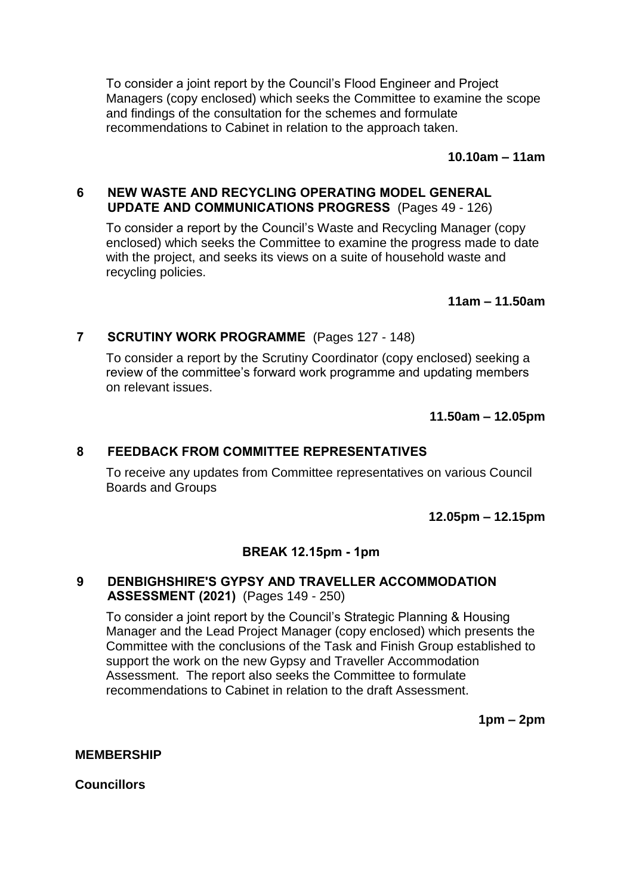To consider a joint report by the Council's Flood Engineer and Project Managers (copy enclosed) which seeks the Committee to examine the scope and findings of the consultation for the schemes and formulate recommendations to Cabinet in relation to the approach taken.

**10.10am – 11am**

**6 NEW WASTE AND RECYCLING OPERATING MODEL GENERAL UPDATE AND COMMUNICATIONS PROGRESS** (Pages 49 - 126)

To consider a report by the Council's Waste and Recycling Manager (copy enclosed) which seeks the Committee to examine the progress made to date with the project, and seeks its views on a suite of household waste and recycling policies.

**11am – 11.50am**

**7 SCRUTINY WORK PROGRAMME** (Pages 127 - 148)

To consider a report by the Scrutiny Coordinator (copy enclosed) seeking a review of the committee's forward work programme and updating members on relevant issues.

**11.50am – 12.05pm**

**8 FEEDBACK FROM COMMITTEE REPRESENTATIVES**

To receive any updates from Committee representatives on various Council Boards and Groups

**12.05pm – 12.15pm**

**BREAK 12.15pm - 1pm**

**9 DENBIGHSHIRE'S GYPSY AND TRAVELLER ACCOMMODATION ASSESSMENT (2021)** (Pages 149 - 250)

To consider a joint report by the Council's Strategic Planning & Housing Manager and the Lead Project Manager (copy enclosed) which presents the Committee with the conclusions of the Task and Finish Group established to support the work on the new Gypsy and Traveller Accommodation Assessment. The report also seeks the Committee to formulate recommendations to Cabinet in relation to the draft Assessment.

**1pm – 2pm**

**MEMBERSHIP**

**Councillors**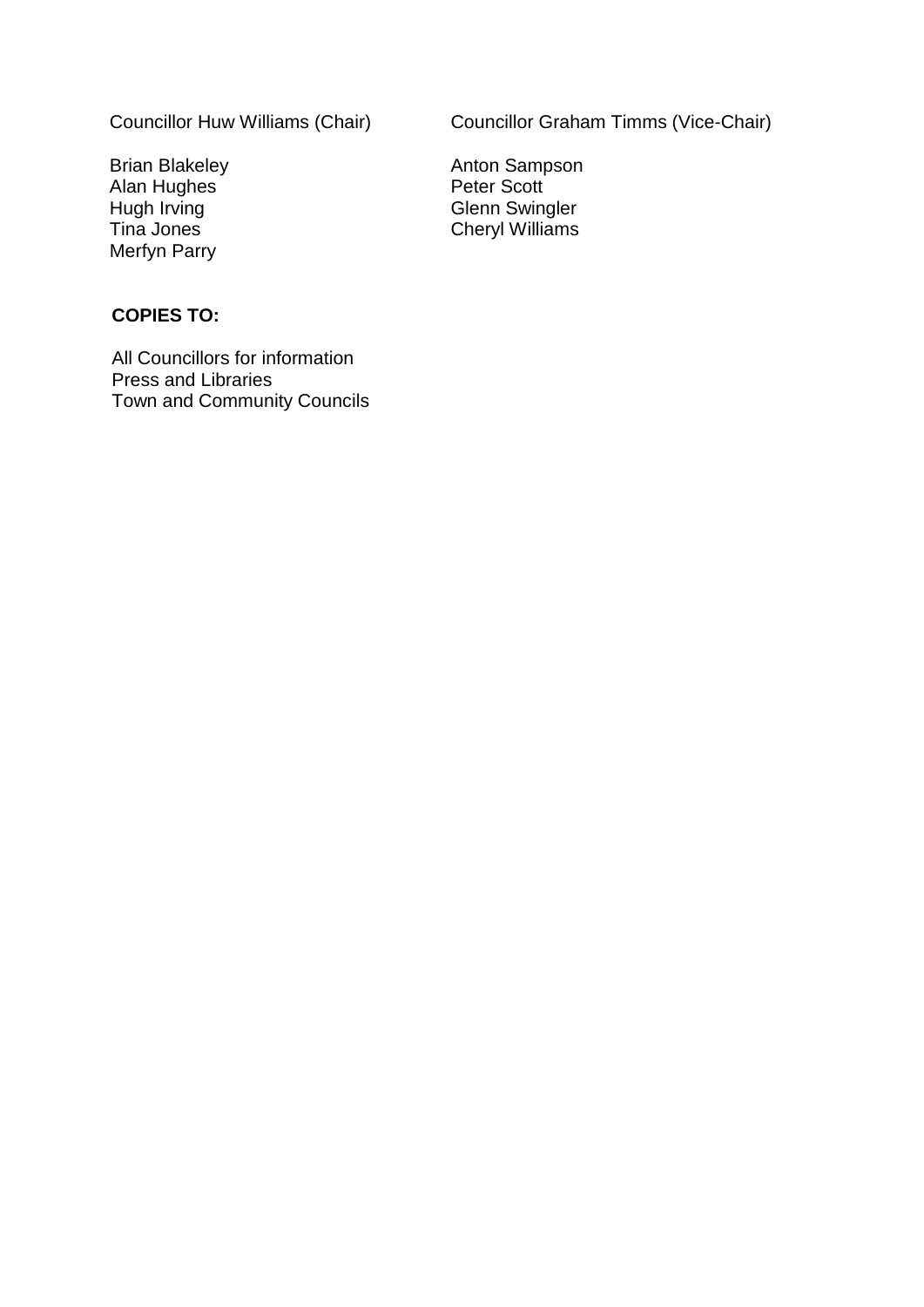Councillor Huw Williams (Chair)

Councillor Graham Timms (Vice-Chair)

Brian Blakeley
Alan Hughes
Hugh Irving
Tina Jones
Merfyn Parry

Anton Sampson
Peter Scott
Glenn Swingler
Cheryl Williams

**COPIES TO:**

All Councillors for information
Press and Libraries
Town and Community Councils